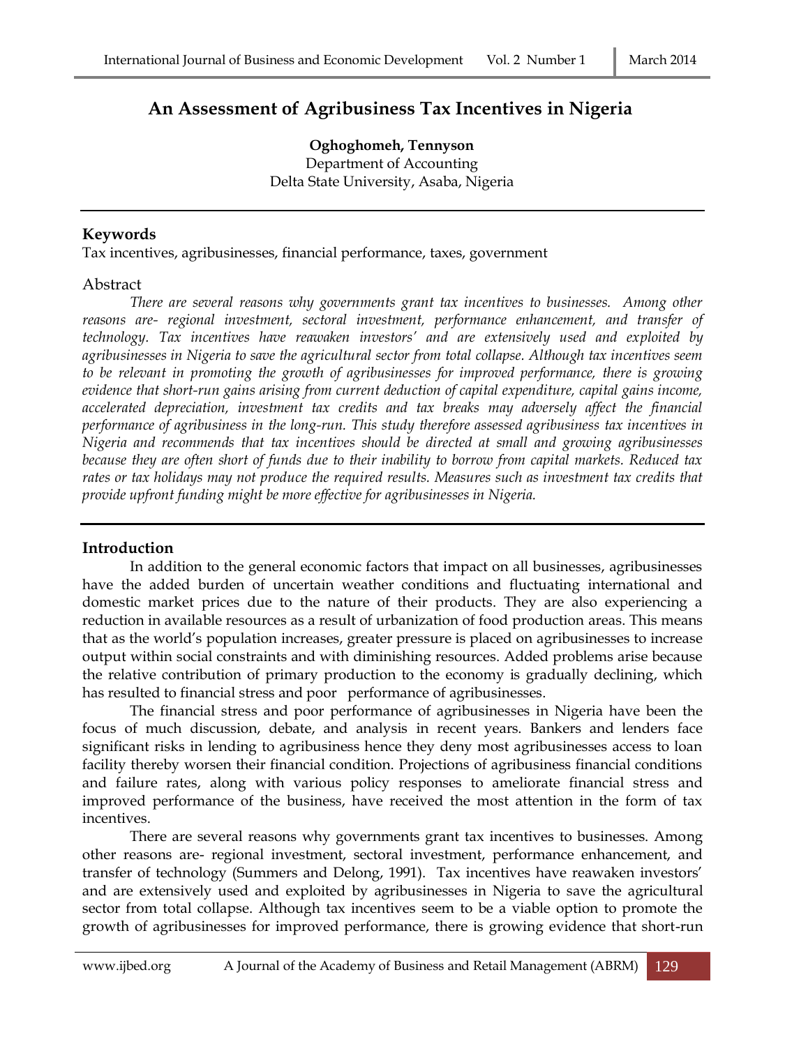# An Assessment of Agribusiness Tax Incentives in Nigeria

**Oghoghomeh, Tennyson**
Department of Accounting
Delta State University, Asaba, Nigeria

---

## Keywords

Tax incentives, agribusinesses, financial performance, taxes, government

## Abstract

*There are several reasons why governments grant tax incentives to businesses. Among other reasons are- regional investment, sectoral investment, performance enhancement, and transfer of technology. Tax incentives have reawaken investors' and are extensively used and exploited by agribusinesses in Nigeria to save the agricultural sector from total collapse. Although tax incentives seem to be relevant in promoting the growth of agribusinesses for improved performance, there is growing evidence that short-run gains arising from current deduction of capital expenditure, capital gains income, accelerated depreciation, investment tax credits and tax breaks may adversely affect the financial performance of agribusiness in the long-run. This study therefore assessed agribusiness tax incentives in Nigeria and recommends that tax incentives should be directed at small and growing agribusinesses because they are often short of funds due to their inability to borrow from capital markets. Reduced tax rates or tax holidays may not produce the required results. Measures such as investment tax credits that provide upfront funding might be more effective for agribusinesses in Nigeria.*

---

## Introduction

In addition to the general economic factors that impact on all businesses, agribusinesses have the added burden of uncertain weather conditions and fluctuating international and domestic market prices due to the nature of their products. They are also experiencing a reduction in available resources as a result of urbanization of food production areas. This means that as the world's population increases, greater pressure is placed on agribusinesses to increase output within social constraints and with diminishing resources. Added problems arise because the relative contribution of primary production to the economy is gradually declining, which has resulted to financial stress and poor performance of agribusinesses.

The financial stress and poor performance of agribusinesses in Nigeria have been the focus of much discussion, debate, and analysis in recent years. Bankers and lenders face significant risks in lending to agribusiness hence they deny most agribusinesses access to loan facility thereby worsen their financial condition. Projections of agribusiness financial conditions and failure rates, along with various policy responses to ameliorate financial stress and improved performance of the business, have received the most attention in the form of tax incentives.

There are several reasons why governments grant tax incentives to businesses. Among other reasons are- regional investment, sectoral investment, performance enhancement, and transfer of technology (Summers and Delong, 1991). Tax incentives have reawaken investors' and are extensively used and exploited by agribusinesses in Nigeria to save the agricultural sector from total collapse. Although tax incentives seem to be a viable option to promote the growth of agribusinesses for improved performance, there is growing evidence that short-run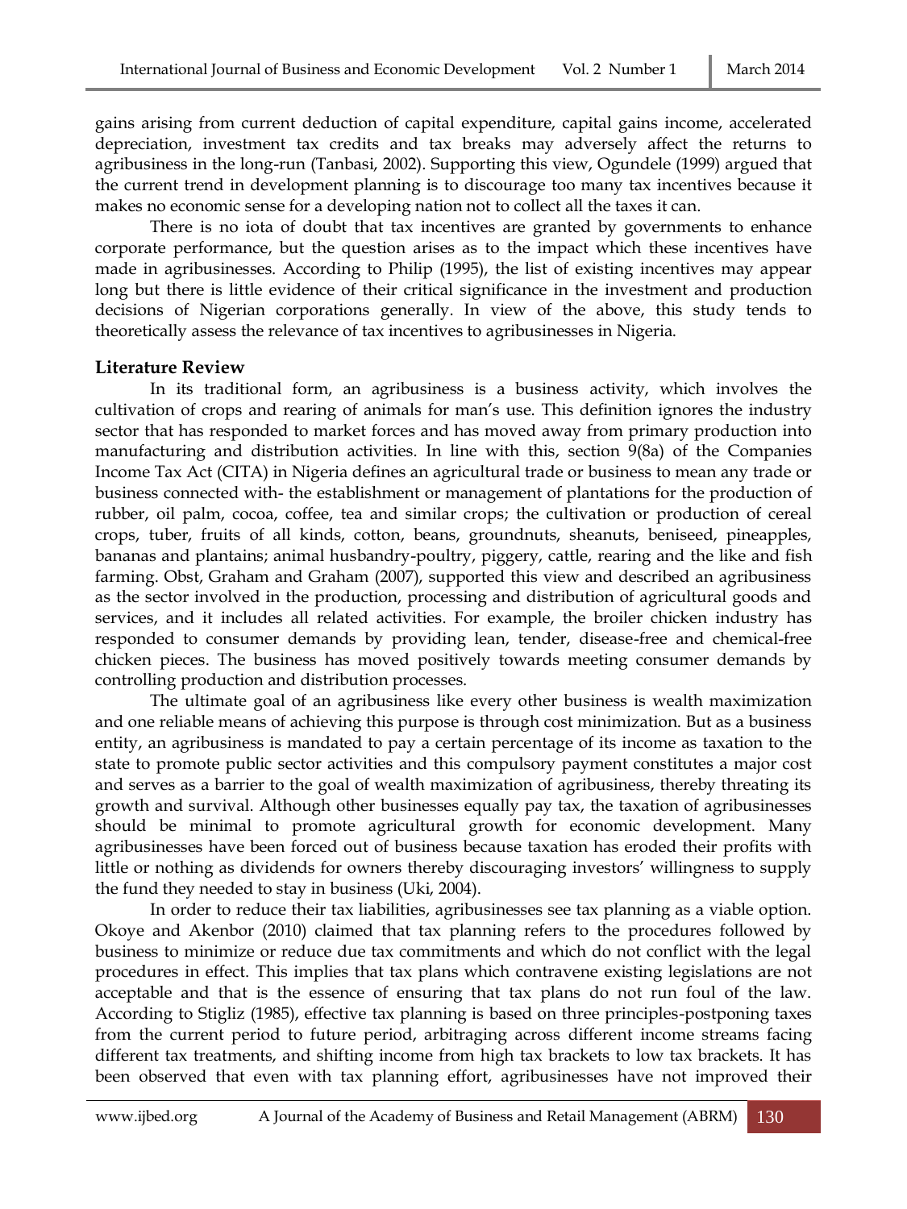gains arising from current deduction of capital expenditure, capital gains income, accelerated depreciation, investment tax credits and tax breaks may adversely affect the returns to agribusiness in the long-run (Tanbasi, 2002). Supporting this view, Ogundele (1999) argued that the current trend in development planning is to discourage too many tax incentives because it makes no economic sense for a developing nation not to collect all the taxes it can.

There is no iota of doubt that tax incentives are granted by governments to enhance corporate performance, but the question arises as to the impact which these incentives have made in agribusinesses. According to Philip (1995), the list of existing incentives may appear long but there is little evidence of their critical significance in the investment and production decisions of Nigerian corporations generally. In view of the above, this study tends to theoretically assess the relevance of tax incentives to agribusinesses in Nigeria.

## Literature Review

In its traditional form, an agribusiness is a business activity, which involves the cultivation of crops and rearing of animals for man's use. This definition ignores the industry sector that has responded to market forces and has moved away from primary production into manufacturing and distribution activities. In line with this, section 9(8a) of the Companies Income Tax Act (CITA) in Nigeria defines an agricultural trade or business to mean any trade or business connected with- the establishment or management of plantations for the production of rubber, oil palm, cocoa, coffee, tea and similar crops; the cultivation or production of cereal crops, tuber, fruits of all kinds, cotton, beans, groundnuts, sheanuts, beniseed, pineapples, bananas and plantains; animal husbandry-poultry, piggery, cattle, rearing and the like and fish farming. Obst, Graham and Graham (2007), supported this view and described an agribusiness as the sector involved in the production, processing and distribution of agricultural goods and services, and it includes all related activities. For example, the broiler chicken industry has responded to consumer demands by providing lean, tender, disease-free and chemical-free chicken pieces. The business has moved positively towards meeting consumer demands by controlling production and distribution processes.

The ultimate goal of an agribusiness like every other business is wealth maximization and one reliable means of achieving this purpose is through cost minimization. But as a business entity, an agribusiness is mandated to pay a certain percentage of its income as taxation to the state to promote public sector activities and this compulsory payment constitutes a major cost and serves as a barrier to the goal of wealth maximization of agribusiness, thereby threating its growth and survival. Although other businesses equally pay tax, the taxation of agribusinesses should be minimal to promote agricultural growth for economic development. Many agribusinesses have been forced out of business because taxation has eroded their profits with little or nothing as dividends for owners thereby discouraging investors' willingness to supply the fund they needed to stay in business (Uki, 2004).

In order to reduce their tax liabilities, agribusinesses see tax planning as a viable option. Okoye and Akenbor (2010) claimed that tax planning refers to the procedures followed by business to minimize or reduce due tax commitments and which do not conflict with the legal procedures in effect. This implies that tax plans which contravene existing legislations are not acceptable and that is the essence of ensuring that tax plans do not run foul of the law. According to Stigliz (1985), effective tax planning is based on three principles-postponing taxes from the current period to future period, arbitraging across different income streams facing different tax treatments, and shifting income from high tax brackets to low tax brackets. It has been observed that even with tax planning effort, agribusinesses have not improved their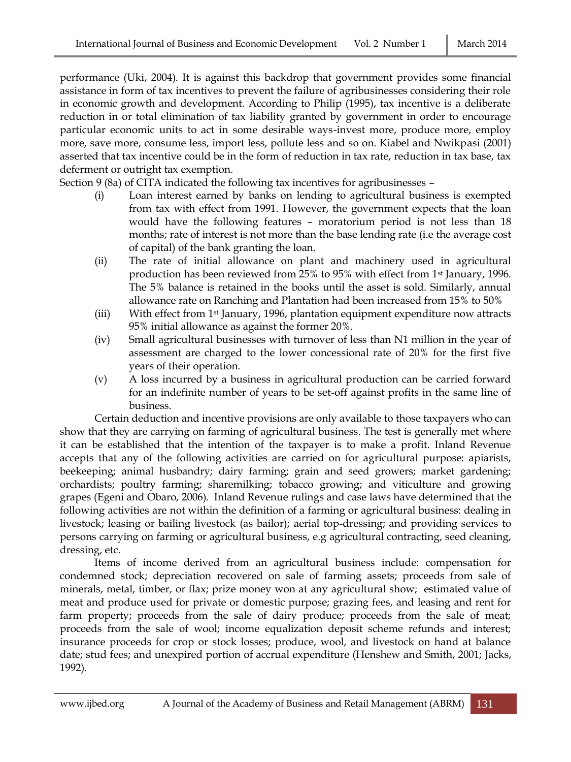performance (Uki, 2004). It is against this backdrop that government provides some financial assistance in form of tax incentives to prevent the failure of agribusinesses considering their role in economic growth and development. According to Philip (1995), tax incentive is a deliberate reduction in or total elimination of tax liability granted by government in order to encourage particular economic units to act in some desirable ways-invest more, produce more, employ more, save more, consume less, import less, pollute less and so on. Kiabel and Nwikpasi (2001) asserted that tax incentive could be in the form of reduction in tax rate, reduction in tax base, tax deferment or outright tax exemption.

Section 9 (8a) of CITA indicated the following tax incentives for agribusinesses –

(i) Loan interest earned by banks on lending to agricultural business is exempted from tax with effect from 1991. However, the government expects that the loan would have the following features – moratorium period is not less than 18 months; rate of interest is not more than the base lending rate (i.e the average cost of capital) of the bank granting the loan.

(ii) The rate of initial allowance on plant and machinery used in agricultural production has been reviewed from 25% to 95% with effect from 1st January, 1996. The 5% balance is retained in the books until the asset is sold. Similarly, annual allowance rate on Ranching and Plantation had been increased from 15% to 50%

(iii) With effect from 1st January, 1996, plantation equipment expenditure now attracts 95% initial allowance as against the former 20%.

(iv) Small agricultural businesses with turnover of less than N1 million in the year of assessment are charged to the lower concessional rate of 20% for the first five years of their operation.

(v) A loss incurred by a business in agricultural production can be carried forward for an indefinite number of years to be set-off against profits in the same line of business.

Certain deduction and incentive provisions are only available to those taxpayers who can show that they are carrying on farming of agricultural business. The test is generally met where it can be established that the intention of the taxpayer is to make a profit. Inland Revenue accepts that any of the following activities are carried on for agricultural purpose: apiarists, beekeeping; animal husbandry; dairy farming; grain and seed growers; market gardening; orchardists; poultry farming; sharemilking; tobacco growing; and viticulture and growing grapes (Egeni and Obaro, 2006). Inland Revenue rulings and case laws have determined that the following activities are not within the definition of a farming or agricultural business: dealing in livestock; leasing or bailing livestock (as bailor); aerial top-dressing; and providing services to persons carrying on farming or agricultural business, e.g agricultural contracting, seed cleaning, dressing, etc.

Items of income derived from an agricultural business include: compensation for condemned stock; depreciation recovered on sale of farming assets; proceeds from sale of minerals, metal, timber, or flax; prize money won at any agricultural show; estimated value of meat and produce used for private or domestic purpose; grazing fees, and leasing and rent for farm property; proceeds from the sale of dairy produce; proceeds from the sale of meat; proceeds from the sale of wool; income equalization deposit scheme refunds and interest; insurance proceeds for crop or stock losses; produce, wool, and livestock on hand at balance date; stud fees; and unexpired portion of accrual expenditure (Henshew and Smith, 2001; Jacks, 1992).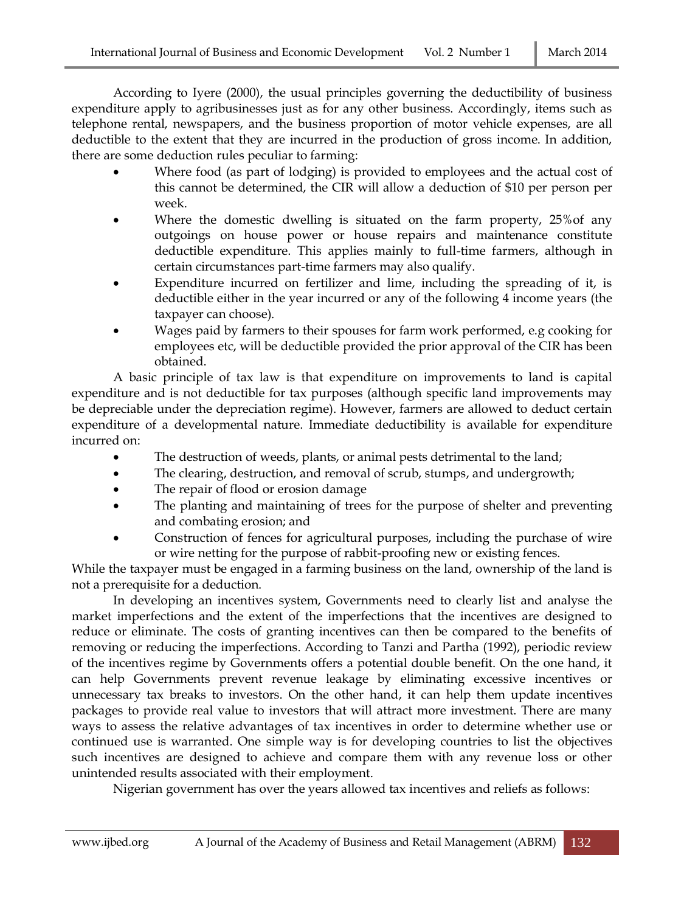According to Iyere (2000), the usual principles governing the deductibility of business expenditure apply to agribusinesses just as for any other business. Accordingly, items such as telephone rental, newspapers, and the business proportion of motor vehicle expenses, are all deductible to the extent that they are incurred in the production of gross income. In addition, there are some deduction rules peculiar to farming:

- Where food (as part of lodging) is provided to employees and the actual cost of this cannot be determined, the CIR will allow a deduction of $10 per person per week.
- Where the domestic dwelling is situated on the farm property, 25%of any outgoings on house power or house repairs and maintenance constitute deductible expenditure. This applies mainly to full-time farmers, although in certain circumstances part-time farmers may also qualify.
- Expenditure incurred on fertilizer and lime, including the spreading of it, is deductible either in the year incurred or any of the following 4 income years (the taxpayer can choose).
- Wages paid by farmers to their spouses for farm work performed, e.g cooking for employees etc, will be deductible provided the prior approval of the CIR has been obtained.

A basic principle of tax law is that expenditure on improvements to land is capital expenditure and is not deductible for tax purposes (although specific land improvements may be depreciable under the depreciation regime). However, farmers are allowed to deduct certain expenditure of a developmental nature. Immediate deductibility is available for expenditure incurred on:

- The destruction of weeds, plants, or animal pests detrimental to the land;
- The clearing, destruction, and removal of scrub, stumps, and undergrowth;
- The repair of flood or erosion damage
- The planting and maintaining of trees for the purpose of shelter and preventing and combating erosion; and
- Construction of fences for agricultural purposes, including the purchase of wire or wire netting for the purpose of rabbit-proofing new or existing fences.

While the taxpayer must be engaged in a farming business on the land, ownership of the land is not a prerequisite for a deduction.

In developing an incentives system, Governments need to clearly list and analyse the market imperfections and the extent of the imperfections that the incentives are designed to reduce or eliminate. The costs of granting incentives can then be compared to the benefits of removing or reducing the imperfections. According to Tanzi and Partha (1992), periodic review of the incentives regime by Governments offers a potential double benefit. On the one hand, it can help Governments prevent revenue leakage by eliminating excessive incentives or unnecessary tax breaks to investors. On the other hand, it can help them update incentives packages to provide real value to investors that will attract more investment. There are many ways to assess the relative advantages of tax incentives in order to determine whether use or continued use is warranted. One simple way is for developing countries to list the objectives such incentives are designed to achieve and compare them with any revenue loss or other unintended results associated with their employment.

Nigerian government has over the years allowed tax incentives and reliefs as follows: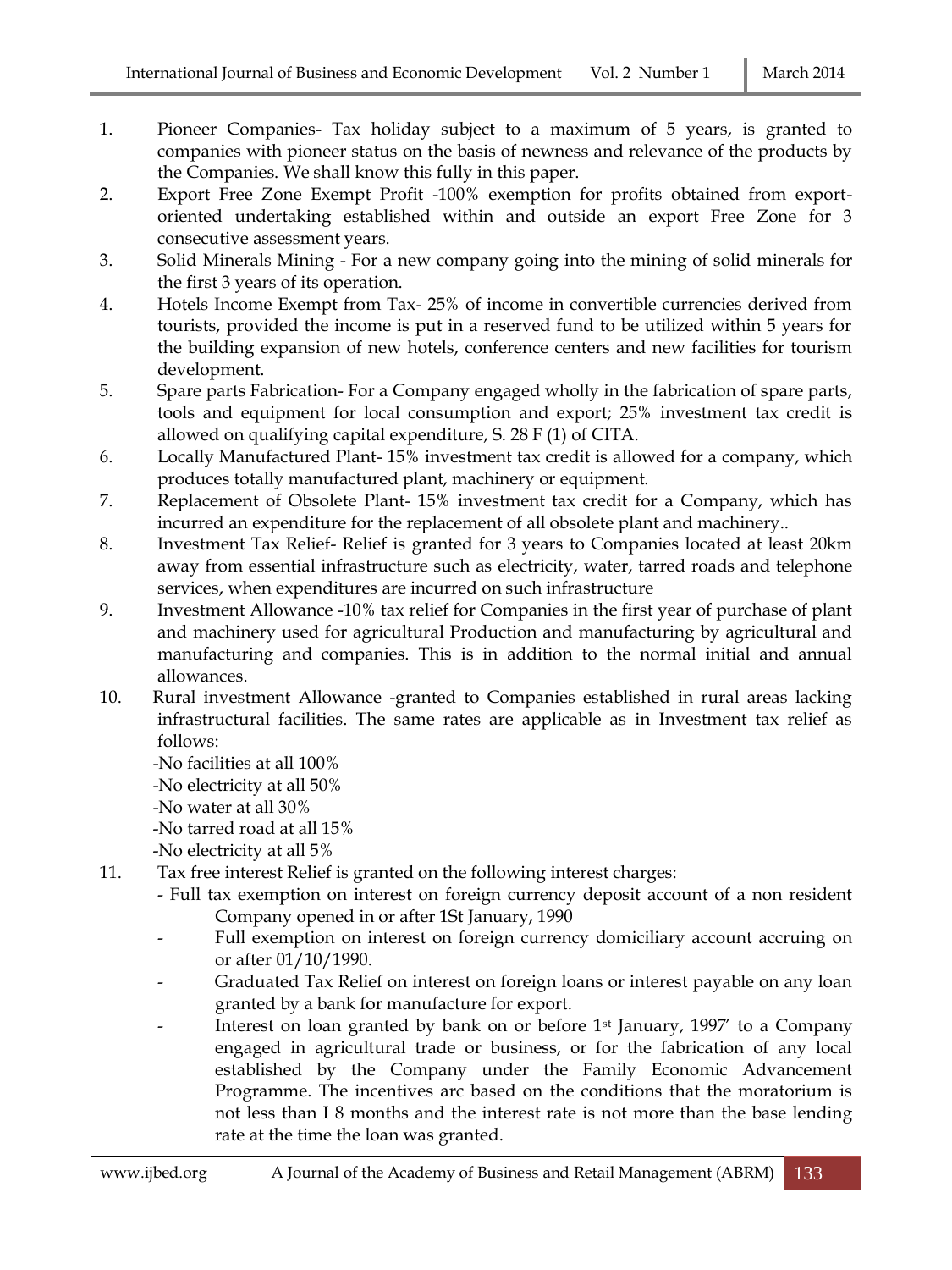1. Pioneer Companies- Tax holiday subject to a maximum of 5 years, is granted to companies with pioneer status on the basis of newness and relevance of the products by the Companies. We shall know this fully in this paper.
2. Export Free Zone Exempt Profit -100% exemption for profits obtained from export-oriented undertaking established within and outside an export Free Zone for 3 consecutive assessment years.
3. Solid Minerals Mining - For a new company going into the mining of solid minerals for the first 3 years of its operation.
4. Hotels Income Exempt from Tax- 25% of income in convertible currencies derived from tourists, provided the income is put in a reserved fund to be utilized within 5 years for the building expansion of new hotels, conference centers and new facilities for tourism development.
5. Spare parts Fabrication- For a Company engaged wholly in the fabrication of spare parts, tools and equipment for local consumption and export; 25% investment tax credit is allowed on qualifying capital expenditure, S. 28 F (1) of CITA.
6. Locally Manufactured Plant- 15% investment tax credit is allowed for a company, which produces totally manufactured plant, machinery or equipment.
7. Replacement of Obsolete Plant- 15% investment tax credit for a Company, which has incurred an expenditure for the replacement of all obsolete plant and machinery..
8. Investment Tax Relief- Relief is granted for 3 years to Companies located at least 20km away from essential infrastructure such as electricity, water, tarred roads and telephone services, when expenditures are incurred on such infrastructure
9. Investment Allowance -10% tax relief for Companies in the first year of purchase of plant and machinery used for agricultural Production and manufacturing by agricultural and manufacturing and companies. This is in addition to the normal initial and annual allowances.
10. Rural investment Allowance -granted to Companies established in rural areas lacking infrastructural facilities. The same rates are applicable as in Investment tax relief as follows:

    -No facilities at all 100%

    -No electricity at all 50%

    -No water at all 30%

    -No tarred road at all 15%

    -No electricity at all 5%
11. Tax free interest Relief is granted on the following interest charges:
    - Full tax exemption on interest on foreign currency deposit account of a non resident Company opened in or after 1St January, 1990
    - Full exemption on interest on foreign currency domiciliary account accruing on or after 01/10/1990.
    - Graduated Tax Relief on interest on foreign loans or interest payable on any loan granted by a bank for manufacture for export.
    - Interest on loan granted by bank on or before 1st January, 1997' to a Company engaged in agricultural trade or business, or for the fabrication of any local established by the Company under the Family Economic Advancement Programme. The incentives arc based on the conditions that the moratorium is not less than I 8 months and the interest rate is not more than the base lending rate at the time the loan was granted.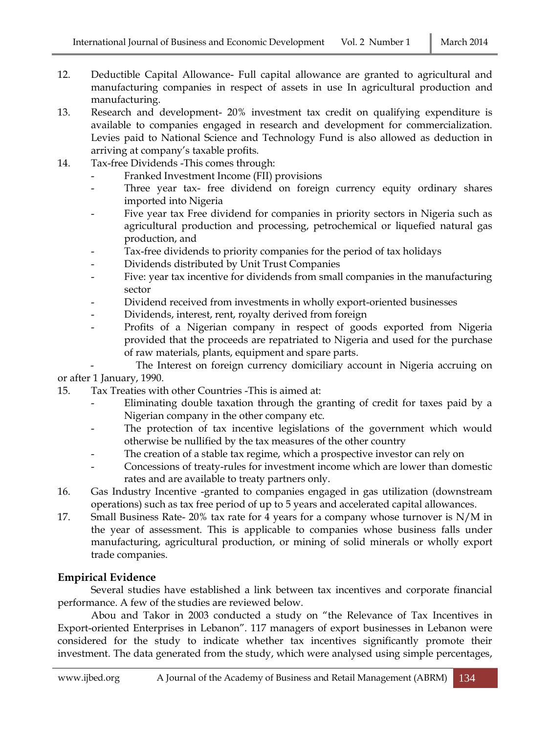12. Deductible Capital Allowance- Full capital allowance are granted to agricultural and manufacturing companies in respect of assets in use In agricultural production and manufacturing.
13. Research and development- 20% investment tax credit on qualifying expenditure is available to companies engaged in research and development for commercialization. Levies paid to National Science and Technology Fund is also allowed as deduction in arriving at company's taxable profits.
14. Tax-free Dividends -This comes through:
    - Franked Investment Income (FII) provisions
    - Three year tax- free dividend on foreign currency equity ordinary shares imported into Nigeria
    - Five year tax Free dividend for companies in priority sectors in Nigeria such as agricultural production and processing, petrochemical or liquefied natural gas production, and
    - Tax-free dividends to priority companies for the period of tax holidays
    - Dividends distributed by Unit Trust Companies
    - Five: year tax incentive for dividends from small companies in the manufacturing sector
    - Dividend received from investments in wholly export-oriented businesses
    - Dividends, interest, rent, royalty derived from foreign
    - Profits of a Nigerian company in respect of goods exported from Nigeria provided that the proceeds are repatriated to Nigeria and used for the purchase of raw materials, plants, equipment and spare parts.
    - The Interest on foreign currency domiciliary account in Nigeria accruing on or after 1 January, 1990.
15. Tax Treaties with other Countries -This is aimed at:
    - Eliminating double taxation through the granting of credit for taxes paid by a Nigerian company in the other company etc.
    - The protection of tax incentive legislations of the government which would otherwise be nullified by the tax measures of the other country
    - The creation of a stable tax regime, which a prospective investor can rely on
    - Concessions of treaty-rules for investment income which are lower than domestic rates and are available to treaty partners only.
16. Gas Industry Incentive -granted to companies engaged in gas utilization (downstream operations) such as tax free period of up to 5 years and accelerated capital allowances.
17. Small Business Rate- 20% tax rate for 4 years for a company whose turnover is N/M in the year of assessment. This is applicable to companies whose business falls under manufacturing, agricultural production, or mining of solid minerals or wholly export trade companies.

## Empirical Evidence

Several studies have established a link between tax incentives and corporate financial performance. A few of the studies are reviewed below.

Abou and Takor in 2003 conducted a study on "the Relevance of Tax Incentives in Export-oriented Enterprises in Lebanon". 117 managers of export businesses in Lebanon were considered for the study to indicate whether tax incentives significantly promote their investment. The data generated from the study, which were analysed using simple percentages,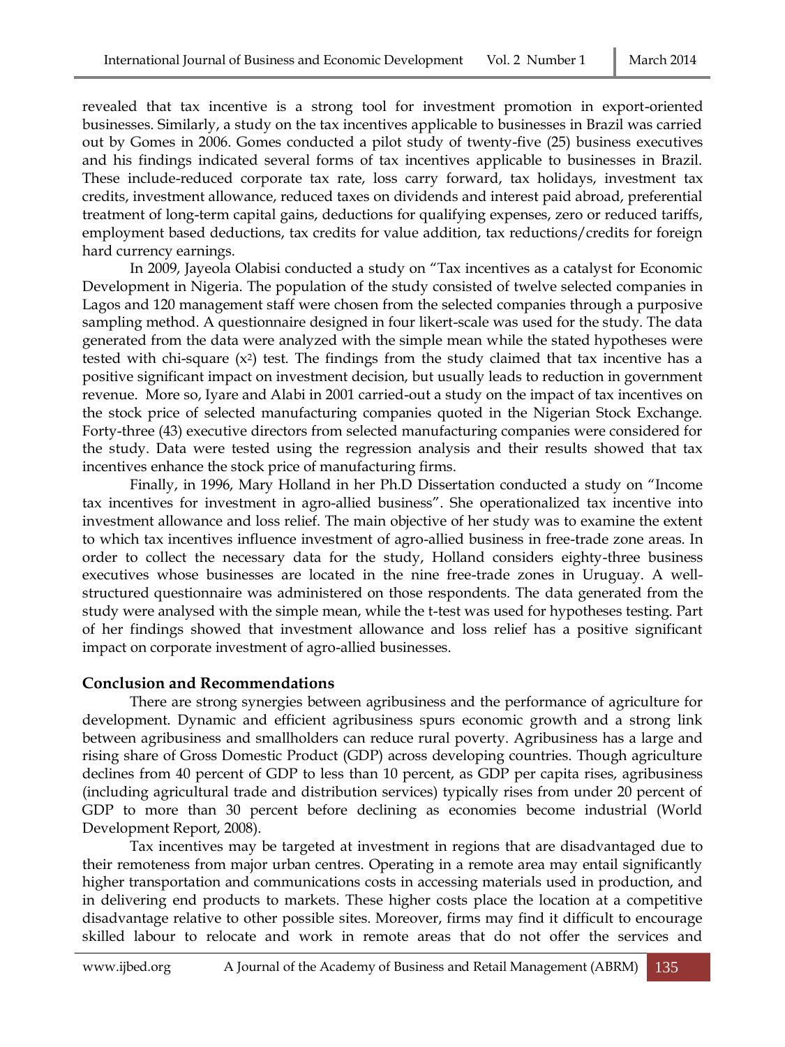revealed that tax incentive is a strong tool for investment promotion in export-oriented businesses. Similarly, a study on the tax incentives applicable to businesses in Brazil was carried out by Gomes in 2006. Gomes conducted a pilot study of twenty-five (25) business executives and his findings indicated several forms of tax incentives applicable to businesses in Brazil. These include-reduced corporate tax rate, loss carry forward, tax holidays, investment tax credits, investment allowance, reduced taxes on dividends and interest paid abroad, preferential treatment of long-term capital gains, deductions for qualifying expenses, zero or reduced tariffs, employment based deductions, tax credits for value addition, tax reductions/credits for foreign hard currency earnings.

In 2009, Jayeola Olabisi conducted a study on "Tax incentives as a catalyst for Economic Development in Nigeria. The population of the study consisted of twelve selected companies in Lagos and 120 management staff were chosen from the selected companies through a purposive sampling method. A questionnaire designed in four likert-scale was used for the study. The data generated from the data were analyzed with the simple mean while the stated hypotheses were tested with chi-square ($x^2$) test. The findings from the study claimed that tax incentive has a positive significant impact on investment decision, but usually leads to reduction in government revenue. More so, Iyare and Alabi in 2001 carried-out a study on the impact of tax incentives on the stock price of selected manufacturing companies quoted in the Nigerian Stock Exchange. Forty-three (43) executive directors from selected manufacturing companies were considered for the study. Data were tested using the regression analysis and their results showed that tax incentives enhance the stock price of manufacturing firms.

Finally, in 1996, Mary Holland in her Ph.D Dissertation conducted a study on "Income tax incentives for investment in agro-allied business". She operationalized tax incentive into investment allowance and loss relief. The main objective of her study was to examine the extent to which tax incentives influence investment of agro-allied business in free-trade zone areas. In order to collect the necessary data for the study, Holland considers eighty-three business executives whose businesses are located in the nine free-trade zones in Uruguay. A well-structured questionnaire was administered on those respondents. The data generated from the study were analysed with the simple mean, while the t-test was used for hypotheses testing. Part of her findings showed that investment allowance and loss relief has a positive significant impact on corporate investment of agro-allied businesses.

## Conclusion and Recommendations

There are strong synergies between agribusiness and the performance of agriculture for development. Dynamic and efficient agribusiness spurs economic growth and a strong link between agribusiness and smallholders can reduce rural poverty. Agribusiness has a large and rising share of Gross Domestic Product (GDP) across developing countries. Though agriculture declines from 40 percent of GDP to less than 10 percent, as GDP per capita rises, agribusiness (including agricultural trade and distribution services) typically rises from under 20 percent of GDP to more than 30 percent before declining as economies become industrial (World Development Report, 2008).

Tax incentives may be targeted at investment in regions that are disadvantaged due to their remoteness from major urban centres. Operating in a remote area may entail significantly higher transportation and communications costs in accessing materials used in production, and in delivering end products to markets. These higher costs place the location at a competitive disadvantage relative to other possible sites. Moreover, firms may find it difficult to encourage skilled labour to relocate and work in remote areas that do not offer the services and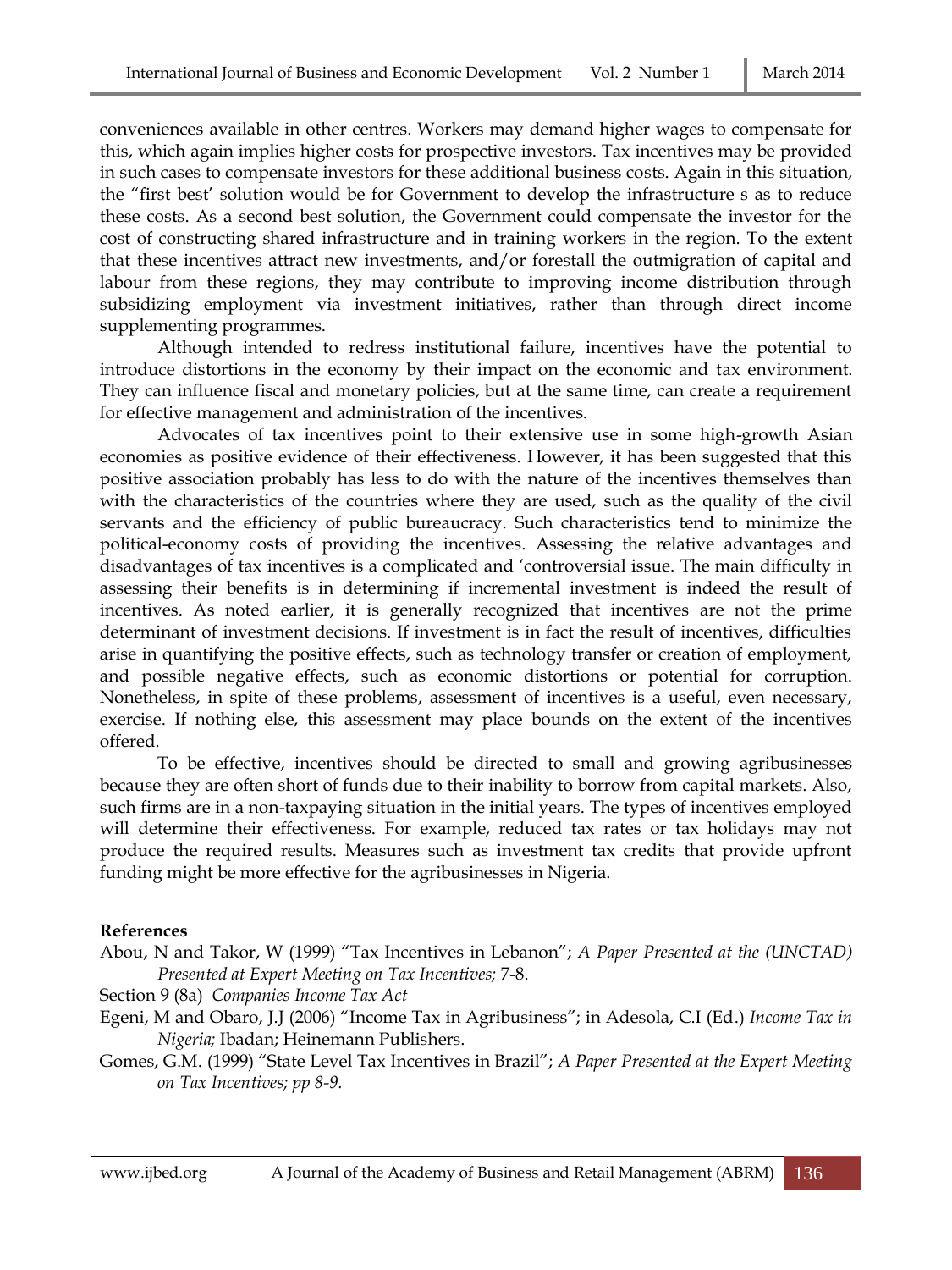conveniences available in other centres. Workers may demand higher wages to compensate for this, which again implies higher costs for prospective investors. Tax incentives may be provided in such cases to compensate investors for these additional business costs. Again in this situation, the "first best' solution would be for Government to develop the infrastructure s as to reduce these costs. As a second best solution, the Government could compensate the investor for the cost of constructing shared infrastructure and in training workers in the region. To the extent that these incentives attract new investments, and/or forestall the outmigration of capital and labour from these regions, they may contribute to improving income distribution through subsidizing employment via investment initiatives, rather than through direct income supplementing programmes.

Although intended to redress institutional failure, incentives have the potential to introduce distortions in the economy by their impact on the economic and tax environment. They can influence fiscal and monetary policies, but at the same time, can create a requirement for effective management and administration of the incentives.

Advocates of tax incentives point to their extensive use in some high-growth Asian economies as positive evidence of their effectiveness. However, it has been suggested that this positive association probably has less to do with the nature of the incentives themselves than with the characteristics of the countries where they are used, such as the quality of the civil servants and the efficiency of public bureaucracy. Such characteristics tend to minimize the political-economy costs of providing the incentives. Assessing the relative advantages and disadvantages of tax incentives is a complicated and 'controversial issue. The main difficulty in assessing their benefits is in determining if incremental investment is indeed the result of incentives. As noted earlier, it is generally recognized that incentives are not the prime determinant of investment decisions. If investment is in fact the result of incentives, difficulties arise in quantifying the positive effects, such as technology transfer or creation of employment, and possible negative effects, such as economic distortions or potential for corruption. Nonetheless, in spite of these problems, assessment of incentives is a useful, even necessary, exercise. If nothing else, this assessment may place bounds on the extent of the incentives offered.

To be effective, incentives should be directed to small and growing agribusinesses because they are often short of funds due to their inability to borrow from capital markets. Also, such firms are in a non-taxpaying situation in the initial years. The types of incentives employed will determine their effectiveness. For example, reduced tax rates or tax holidays may not produce the required results. Measures such as investment tax credits that provide upfront funding might be more effective for the agribusinesses in Nigeria.

## References

Abou, N and Takor, W (1999) "Tax Incentives in Lebanon"; *A Paper Presented at the (UNCTAD) Presented at Expert Meeting on Tax Incentives;* 7-8.

Section 9 (8a) *Companies Income Tax Act*

Egeni, M and Obaro, J.J (2006) "Income Tax in Agribusiness"; in Adesola, C.I (Ed.) *Income Tax in Nigeria;* Ibadan; Heinemann Publishers.

Gomes, G.M. (1999) "State Level Tax Incentives in Brazil"; *A Paper Presented at the Expert Meeting on Tax Incentives; pp 8-9.*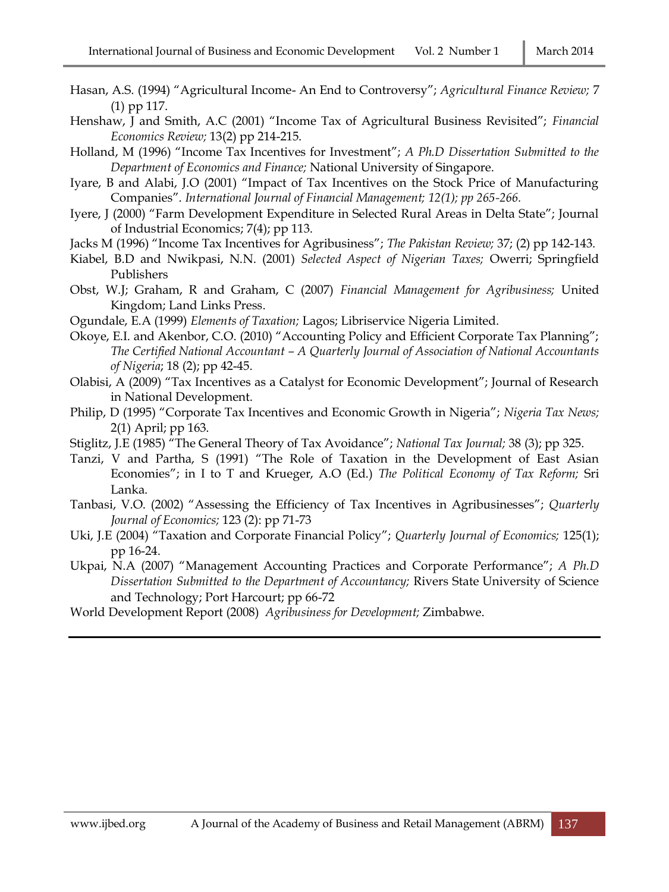Hasan, A.S. (1994) "Agricultural Income- An End to Controversy"; *Agricultural Finance Review;* 7 (1) pp 117.

Henshaw, J and Smith, A.C (2001) "Income Tax of Agricultural Business Revisited"; *Financial Economics Review;* 13(2) pp 214-215.

Holland, M (1996) "Income Tax Incentives for Investment"; *A Ph.D Dissertation Submitted to the Department of Economics and Finance;* National University of Singapore.

Iyare, B and Alabi, J.O (2001) "Impact of Tax Incentives on the Stock Price of Manufacturing Companies". *International Journal of Financial Management; 12(1); pp 265-266.*

Iyere, J (2000) "Farm Development Expenditure in Selected Rural Areas in Delta State"; Journal of Industrial Economics; 7(4); pp 113.

Jacks M (1996) "Income Tax Incentives for Agribusiness"; *The Pakistan Review;* 37; (2) pp 142-143.

Kiabel, B.D and Nwikpasi, N.N. (2001) *Selected Aspect of Nigerian Taxes;* Owerri; Springfield Publishers

Obst, W.J; Graham, R and Graham, C (2007) *Financial Management for Agribusiness;* United Kingdom; Land Links Press.

Ogundale, E.A (1999) *Elements of Taxation;* Lagos; Libriservice Nigeria Limited.

Okoye, E.I. and Akenbor, C.O. (2010) "Accounting Policy and Efficient Corporate Tax Planning"; *The Certified National Accountant – A Quarterly Journal of Association of National Accountants of Nigeria*; 18 (2); pp 42-45.

Olabisi, A (2009) "Tax Incentives as a Catalyst for Economic Development"; Journal of Research in National Development.

Philip, D (1995) "Corporate Tax Incentives and Economic Growth in Nigeria"; *Nigeria Tax News;* 2(1) April; pp 163.

Stiglitz, J.E (1985) "The General Theory of Tax Avoidance"; *National Tax Journal;* 38 (3); pp 325.

Tanzi, V and Partha, S (1991) "The Role of Taxation in the Development of East Asian Economies"; in I to T and Krueger, A.O (Ed.) *The Political Economy of Tax Reform;* Sri Lanka.

Tanbasi, V.O. (2002) "Assessing the Efficiency of Tax Incentives in Agribusinesses"; *Quarterly Journal of Economics;* 123 (2): pp 71-73

Uki, J.E (2004) "Taxation and Corporate Financial Policy"; *Quarterly Journal of Economics;* 125(1); pp 16-24.

Ukpai, N.A (2007) "Management Accounting Practices and Corporate Performance"; *A Ph.D Dissertation Submitted to the Department of Accountancy;* Rivers State University of Science and Technology; Port Harcourt; pp 66-72

World Development Report (2008) *Agribusiness for Development;* Zimbabwe.